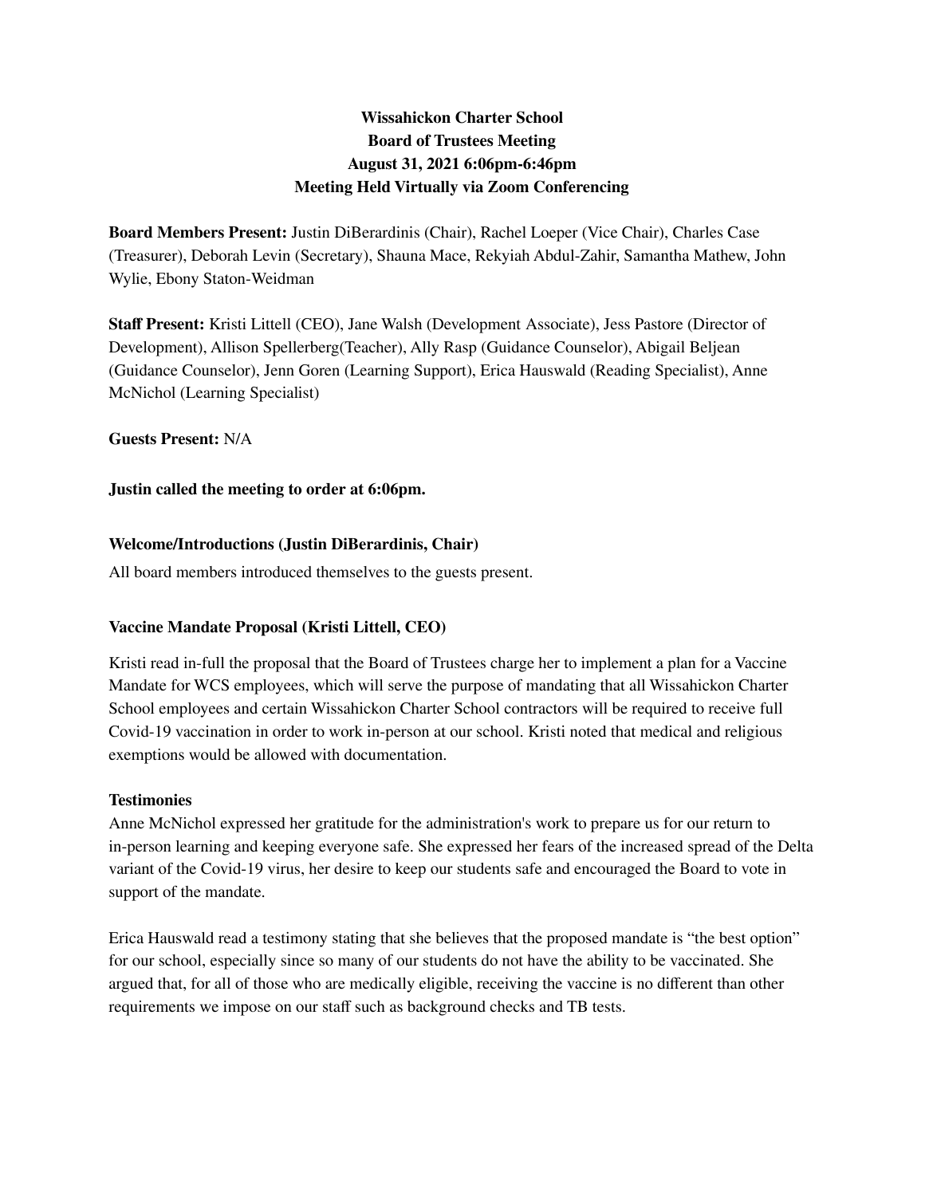**Wissahickon Charter School**
**Board of Trustees Meeting**
**August 31, 2021 6:06pm-6:46pm**
**Meeting Held Virtually via Zoom Conferencing**

**Board Members Present:** Justin DiBerardinis (Chair), Rachel Loeper (Vice Chair), Charles Case (Treasurer), Deborah Levin (Secretary), Shauna Mace, Rekyiah Abdul-Zahir, Samantha Mathew, John Wylie, Ebony Staton-Weidman

**Staff Present:** Kristi Littell (CEO), Jane Walsh (Development Associate), Jess Pastore (Director of Development), Allison Spellerberg(Teacher), Ally Rasp (Guidance Counselor), Abigail Beljean (Guidance Counselor), Jenn Goren (Learning Support), Erica Hauswald (Reading Specialist), Anne McNichol (Learning Specialist)

**Guests Present:** N/A

**Justin called the meeting to order at 6:06pm.**

**Welcome/Introductions (Justin DiBerardinis, Chair)**

All board members introduced themselves to the guests present.

**Vaccine Mandate Proposal (Kristi Littell, CEO)**

Kristi read in-full the proposal that the Board of Trustees charge her to implement a plan for a Vaccine Mandate for WCS employees, which will serve the purpose of mandating that all Wissahickon Charter School employees and certain Wissahickon Charter School contractors will be required to receive full Covid-19 vaccination in order to work in-person at our school. Kristi noted that medical and religious exemptions would be allowed with documentation.

**Testimonies**

Anne McNichol expressed her gratitude for the administration's work to prepare us for our return to in-person learning and keeping everyone safe. She expressed her fears of the increased spread of the Delta variant of the Covid-19 virus, her desire to keep our students safe and encouraged the Board to vote in support of the mandate.

Erica Hauswald read a testimony stating that she believes that the proposed mandate is "the best option" for our school, especially since so many of our students do not have the ability to be vaccinated. She argued that, for all of those who are medically eligible, receiving the vaccine is no different than other requirements we impose on our staff such as background checks and TB tests.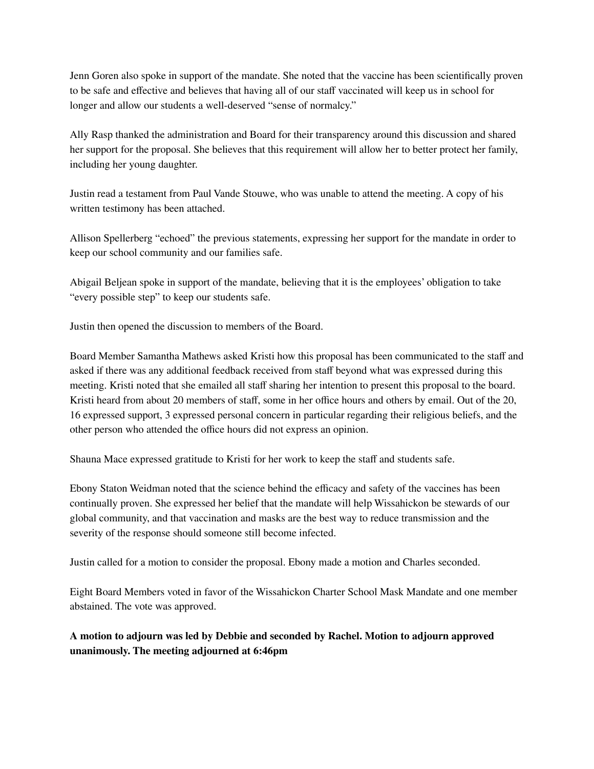Jenn Goren also spoke in support of the mandate. She noted that the vaccine has been scientifically proven to be safe and effective and believes that having all of our staff vaccinated will keep us in school for longer and allow our students a well-deserved "sense of normalcy."

Ally Rasp thanked the administration and Board for their transparency around this discussion and shared her support for the proposal. She believes that this requirement will allow her to better protect her family, including her young daughter.

Justin read a testament from Paul Vande Stouwe, who was unable to attend the meeting. A copy of his written testimony has been attached.

Allison Spellerberg "echoed" the previous statements, expressing her support for the mandate in order to keep our school community and our families safe.

Abigail Beljean spoke in support of the mandate, believing that it is the employees' obligation to take "every possible step" to keep our students safe.

Justin then opened the discussion to members of the Board.

Board Member Samantha Mathews asked Kristi how this proposal has been communicated to the staff and asked if there was any additional feedback received from staff beyond what was expressed during this meeting. Kristi noted that she emailed all staff sharing her intention to present this proposal to the board. Kristi heard from about 20 members of staff, some in her office hours and others by email. Out of the 20, 16 expressed support, 3 expressed personal concern in particular regarding their religious beliefs, and the other person who attended the office hours did not express an opinion.

Shauna Mace expressed gratitude to Kristi for her work to keep the staff and students safe.

Ebony Staton Weidman noted that the science behind the efficacy and safety of the vaccines has been continually proven. She expressed her belief that the mandate will help Wissahickon be stewards of our global community, and that vaccination and masks are the best way to reduce transmission and the severity of the response should someone still become infected.

Justin called for a motion to consider the proposal. Ebony made a motion and Charles seconded.

Eight Board Members voted in favor of the Wissahickon Charter School Mask Mandate and one member abstained. The vote was approved.

**A motion to adjourn was led by Debbie and seconded by Rachel. Motion to adjourn approved unanimously. The meeting adjourned at 6:46pm**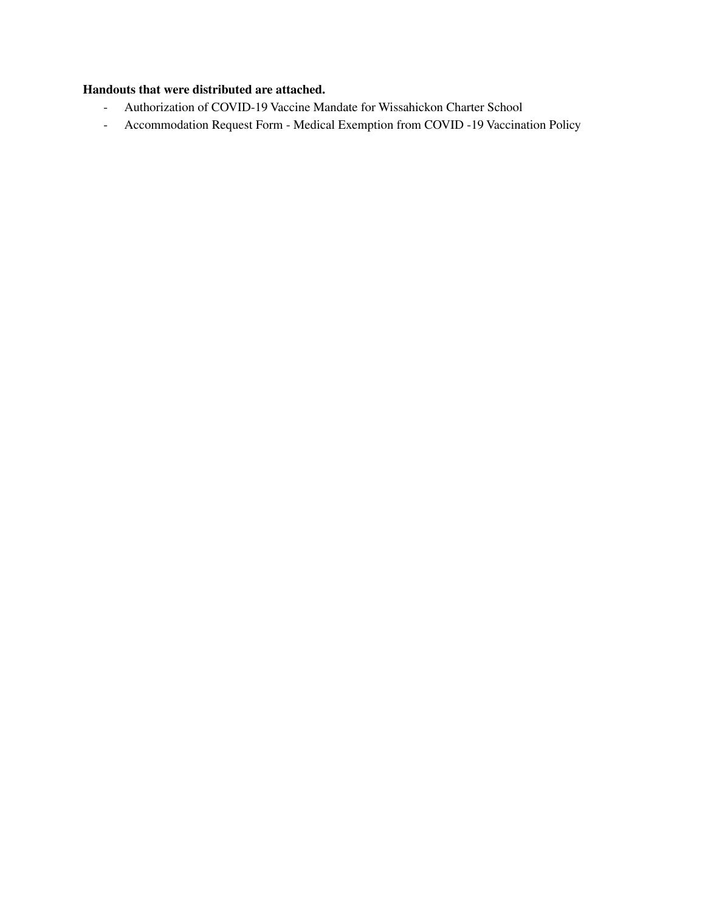**Handouts that were distributed are attached.**

- Authorization of COVID-19 Vaccine Mandate for Wissahickon Charter School
- Accommodation Request Form - Medical Exemption from COVID -19 Vaccination Policy